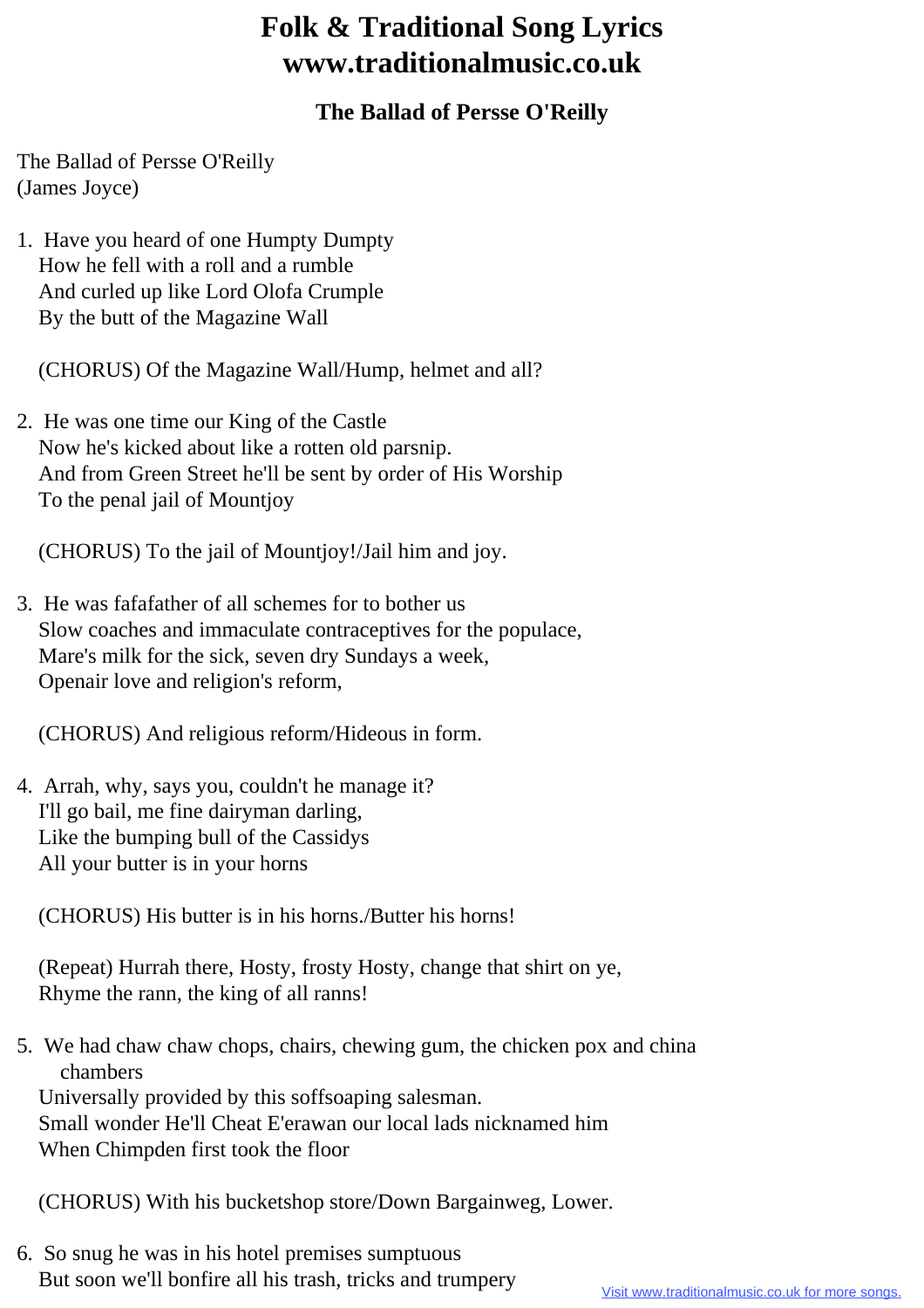# Folk & Traditional Song Lyrics
# www.traditionalmusic.co.uk

## The Ballad of Persse O'Reilly

The Ballad of Persse O'Reilly
(James Joyce)

1. Have you heard of one Humpty Dumpty
   How he fell with a roll and a rumble
   And curled up like Lord Olofa Crumple
   By the butt of the Magazine Wall

   (CHORUS) Of the Magazine Wall/Hump, helmet and all?

2. He was one time our King of the Castle
   Now he's kicked about like a rotten old parsnip.
   And from Green Street he'll be sent by order of His Worship
   To the penal jail of Mountjoy

   (CHORUS) To the jail of Mountjoy!/Jail him and joy.

3. He was fafafather of all schemes for to bother us
   Slow coaches and immaculate contraceptives for the populace,
   Mare's milk for the sick, seven dry Sundays a week,
   Openair love and religion's reform,

   (CHORUS) And religious reform/Hideous in form.

4. Arrah, why, says you, couldn't he manage it?
   I'll go bail, me fine dairyman darling,
   Like the bumping bull of the Cassidys
   All your butter is in your horns

   (CHORUS) His butter is in his horns./Butter his horns!

   (Repeat) Hurrah there, Hosty, frosty Hosty, change that shirt on ye,
   Rhyme the rann, the king of all ranns!

5. We had chaw chaw chops, chairs, chewing gum, the chicken pox and china chambers
   Universally provided by this soffsoaping salesman.
   Small wonder He'll Cheat E'erawan our local lads nicknamed him
   When Chimpden first took the floor

   (CHORUS) With his bucketshop store/Down Bargainweg, Lower.

6. So snug he was in his hotel premises sumptuous
   But soon we'll bonfire all his trash, tricks and trumpery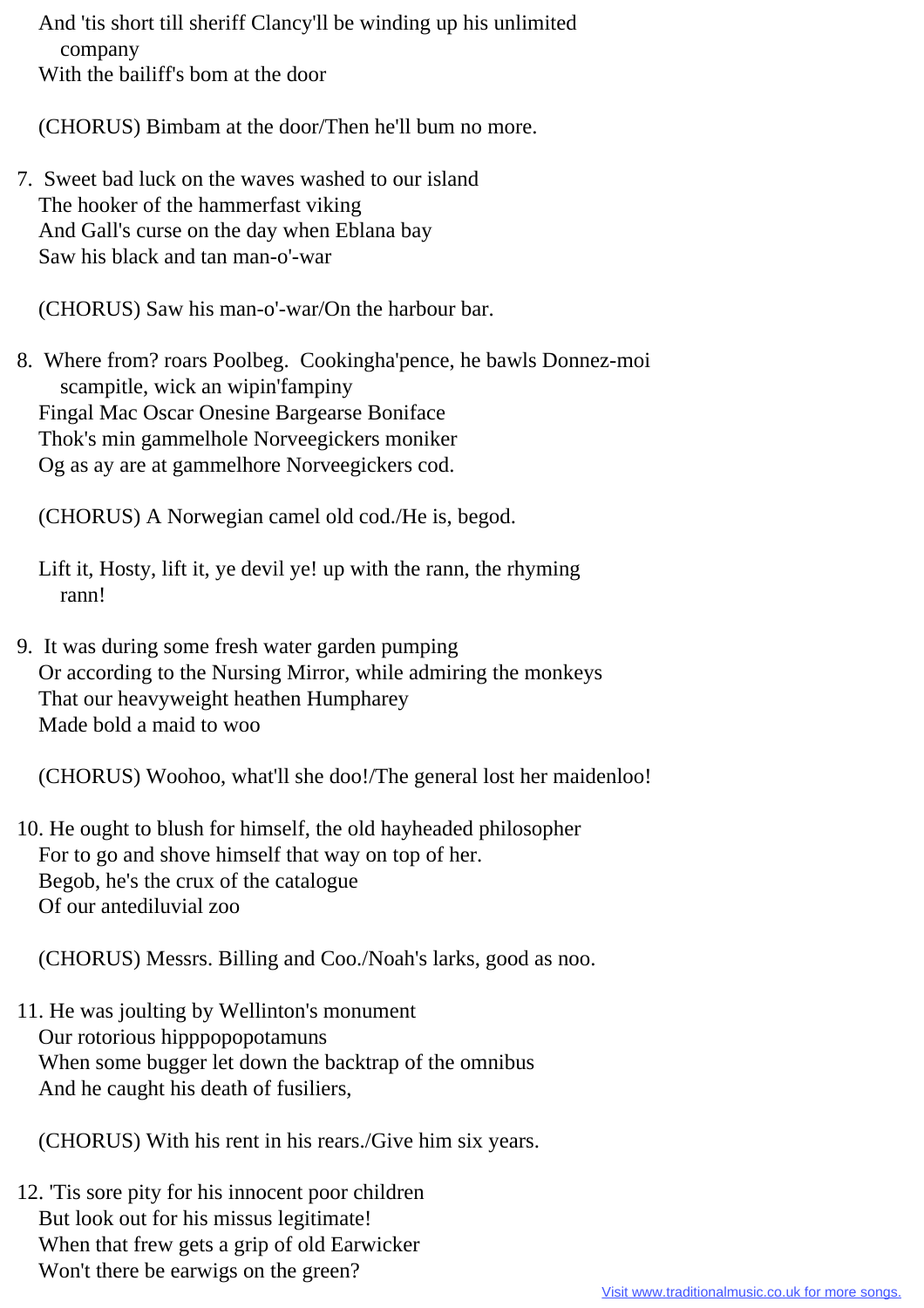And 'tis short till sheriff Clancy'll be winding up his unlimited company
With the bailiff's bom at the door

(CHORUS) Bimbam at the door/Then he'll bum no more.

7. Sweet bad luck on the waves washed to our island
The hooker of the hammerfast viking
And Gall's curse on the day when Eblana bay
Saw his black and tan man-o'-war

(CHORUS) Saw his man-o'-war/On the harbour bar.

8. Where from? roars Poolbeg. Cookingha'pence, he bawls Donnez-moi scampitle, wick an wipin'fampiny
Fingal Mac Oscar Onesine Bargearse Boniface
Thok's min gammelhole Norveegickers moniker
Og as ay are at gammelhore Norveegickers cod.

(CHORUS) A Norwegian camel old cod./He is, begod.

Lift it, Hosty, lift it, ye devil ye! up with the rann, the rhyming rann!

9. It was during some fresh water garden pumping
Or according to the Nursing Mirror, while admiring the monkeys
That our heavyweight heathen Humpharey
Made bold a maid to woo

(CHORUS) Woohoo, what'll she doo!/The general lost her maidenloo!

10. He ought to blush for himself, the old hayheaded philosopher
For to go and shove himself that way on top of her.
Begob, he's the crux of the catalogue
Of our antediluvial zoo

(CHORUS) Messrs. Billing and Coo./Noah's larks, good as noo.

11. He was joulting by Wellinton's monument
Our rotorious hipppopopotamuns
When some bugger let down the backtrap of the omnibus
And he caught his death of fusiliers,

(CHORUS) With his rent in his rears./Give him six years.

12. 'Tis sore pity for his innocent poor children
But look out for his missus legitimate!
When that frew gets a grip of old Earwicker
Won't there be earwigs on the green?

Visit www.traditionalmusic.co.uk for more songs.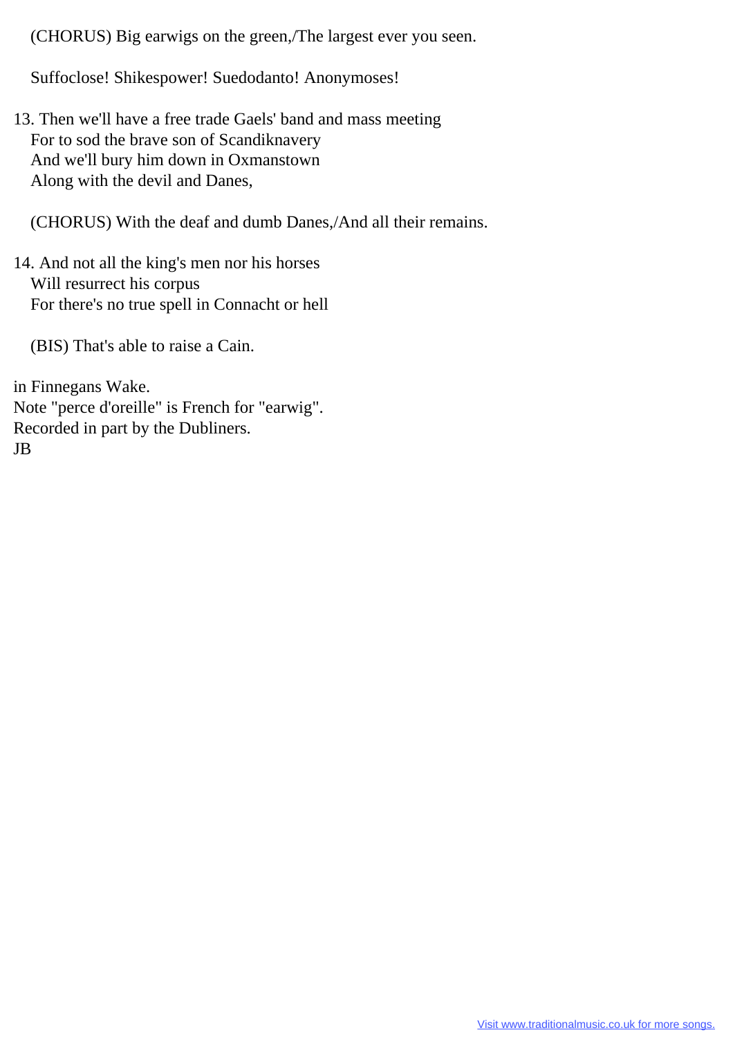(CHORUS) Big earwigs on the green,/The largest ever you seen.

Suffoclose! Shikespower! Suedodanto! Anonymoses!

13. Then we'll have a free trade Gaels' band and mass meeting
    For to sod the brave son of Scandiknavery
    And we'll bury him down in Oxmanstown
    Along with the devil and Danes,

    (CHORUS) With the deaf and dumb Danes,/And all their remains.

14. And not all the king's men nor his horses
    Will resurrect his corpus
    For there's no true spell in Connacht or hell

    (BIS) That's able to raise a Cain.

in Finnegans Wake.
Note "perce d'oreille" is French for "earwig".
Recorded in part by the Dubliners.
JB